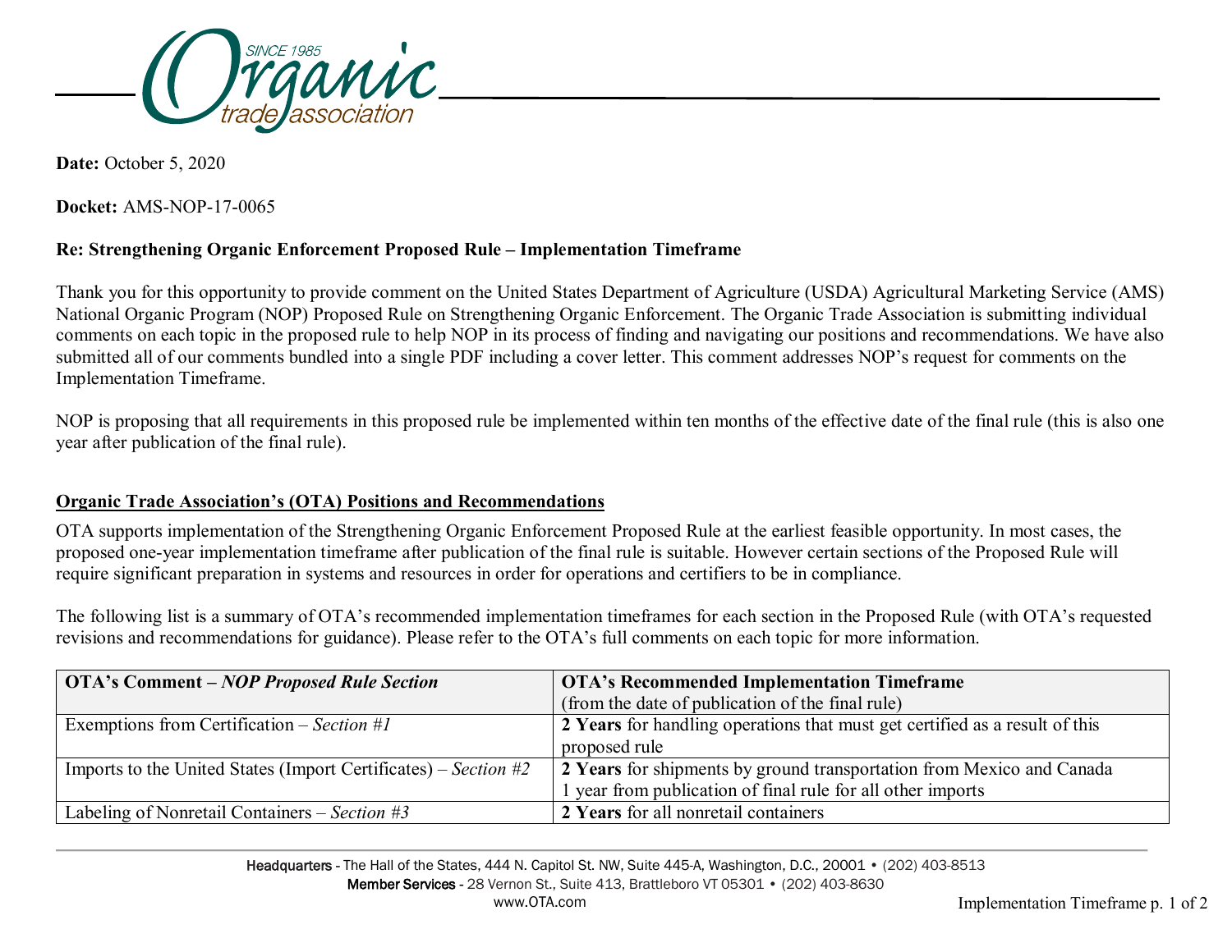Organic Trade Association — SINCE 1985

**Date:** October 5, 2020

**Docket:** AMS-NOP-17-0065

**Re: Strengthening Organic Enforcement Proposed Rule – Implementation Timeframe**

Thank you for this opportunity to provide comment on the United States Department of Agriculture (USDA) Agricultural Marketing Service (AMS) National Organic Program (NOP) Proposed Rule on Strengthening Organic Enforcement. The Organic Trade Association is submitting individual comments on each topic in the proposed rule to help NOP in its process of finding and navigating our positions and recommendations. We have also submitted all of our comments bundled into a single PDF including a cover letter. This comment addresses NOP's request for comments on the Implementation Timeframe.

NOP is proposing that all requirements in this proposed rule be implemented within ten months of the effective date of the final rule (this is also one year after publication of the final rule).

## Organic Trade Association's (OTA) Positions and Recommendations

OTA supports implementation of the Strengthening Organic Enforcement Proposed Rule at the earliest feasible opportunity. In most cases, the proposed one-year implementation timeframe after publication of the final rule is suitable. However certain sections of the Proposed Rule will require significant preparation in systems and resources in order for operations and certifiers to be in compliance.

The following list is a summary of OTA's recommended implementation timeframes for each section in the Proposed Rule (with OTA's requested revisions and recommendations for guidance). Please refer to the OTA's full comments on each topic for more information.

| **OTA's Comment –** ***NOP Proposed Rule Section*** | **OTA's Recommended Implementation Timeframe** (from the date of publication of the final rule) |
|---|---|
| Exemptions from Certification – *Section #1* | **2 Years** for handling operations that must get certified as a result of this proposed rule |
| Imports to the United States (Import Certificates) – *Section #2* | **2 Years** for shipments by ground transportation from Mexico and Canada<br>1 year from publication of final rule for all other imports |
| Labeling of Nonretail Containers – *Section #3* | **2 Years** for all nonretail containers |

**Headquarters** - The Hall of the States, 444 N. Capitol St. NW, Suite 445-A, Washington, D.C., 20001 • (202) 403-8513
**Member Services** - 28 Vernon St., Suite 413, Brattleboro VT 05301 • (202) 403-8630
www.OTA.com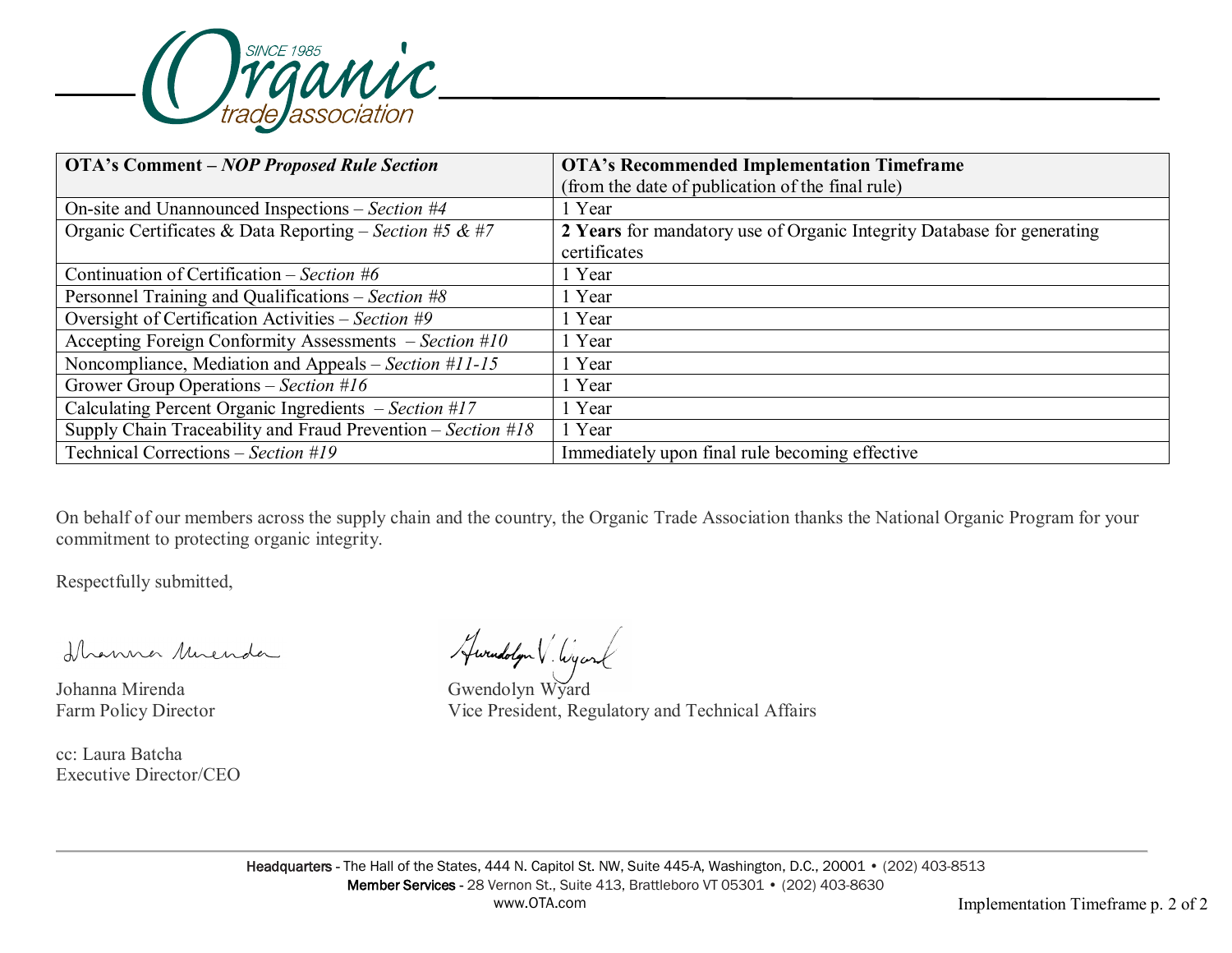| **OTA's Comment –** ***NOP Proposed Rule Section*** | **OTA's Recommended Implementation Timeframe** (from the date of publication of the final rule) |
|---|---|
| On-site and Unannounced Inspections – *Section #4* | 1 Year |
| Organic Certificates & Data Reporting – *Section #5 & #7* | **2 Years** for mandatory use of Organic Integrity Database for generating certificates |
| Continuation of Certification – *Section #6* | 1 Year |
| Personnel Training and Qualifications – *Section #8* | 1 Year |
| Oversight of Certification Activities – *Section #9* | 1 Year |
| Accepting Foreign Conformity Assessments – *Section #10* | 1 Year |
| Noncompliance, Mediation and Appeals – *Section #11-15* | 1 Year |
| Grower Group Operations – *Section #16* | 1 Year |
| Calculating Percent Organic Ingredients – *Section #17* | 1 Year |
| Supply Chain Traceability and Fraud Prevention – *Section #18* | 1 Year |
| Technical Corrections – *Section #19* | Immediately upon final rule becoming effective |

On behalf of our members across the supply chain and the country, the Organic Trade Association thanks the National Organic Program for your commitment to protecting organic integrity.

Respectfully submitted,

Johanna Mirenda
Farm Policy Director

Gwendolyn Wyard
Vice President, Regulatory and Technical Affairs

cc: Laura Batcha
Executive Director/CEO

Headquarters - The Hall of the States, 444 N. Capitol St. NW, Suite 445-A, Washington, D.C., 20001 • (202) 403-8513
Member Services - 28 Vernon St., Suite 413, Brattleboro VT 05301 • (202) 403-8630
www.OTA.com